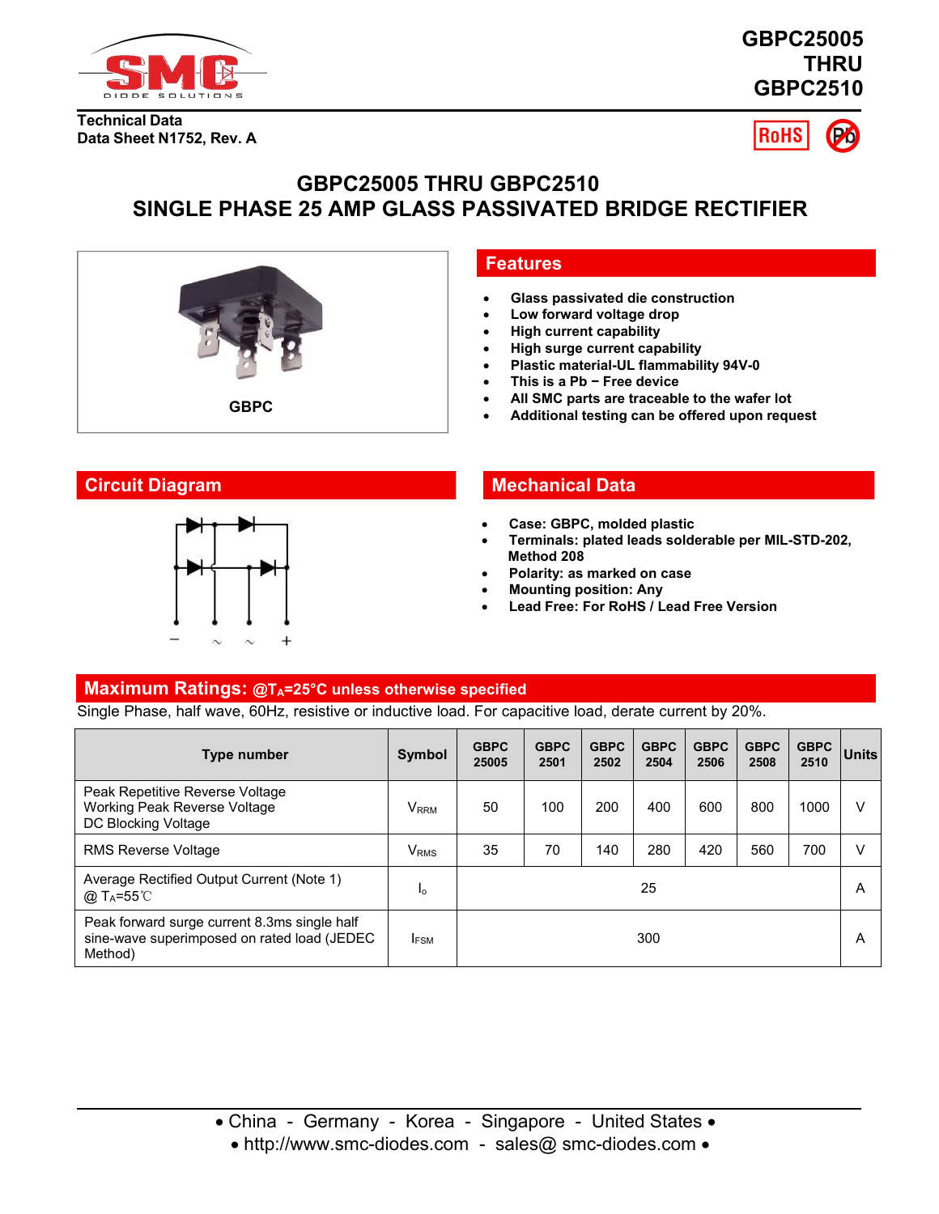GBPC25005
THRU
GBPC2510

Technical Data
Data Sheet N1752, Rev. A

# GBPC25005 THRU GBPC2510
# SINGLE PHASE 25 AMP GLASS PASSIVATED BRIDGE RECTIFIER

GBPC

## Features

- Glass passivated die construction
- Low forward voltage drop
- High current capability
- High surge current capability
- Plastic material-UL flammability 94V-0
- This is a Pb − Free device
- All SMC parts are traceable to the wafer lot
- Additional testing can be offered upon request

## Circuit Diagram

− ~ ~ +

## Mechanical Data

- Case: GBPC, molded plastic
- Terminals: plated leads solderable per MIL-STD-202, Method 208
- Polarity: as marked on case
- Mounting position: Any
- Lead Free: For RoHS / Lead Free Version

## Maximum Ratings: @$T_A$=25°C unless otherwise specified

Single Phase, half wave, 60Hz, resistive or inductive load. For capacitive load, derate current by 20%.

| Type number | Symbol | GBPC 25005 | GBPC 2501 | GBPC 2502 | GBPC 2504 | GBPC 2506 | GBPC 2508 | GBPC 2510 | Units |
|---|---|---|---|---|---|---|---|---|---|
| Peak Repetitive Reverse Voltage<br>Working Peak Reverse Voltage<br>DC Blocking Voltage | $V_{RRM}$ | 50 | 100 | 200 | 400 | 600 | 800 | 1000 | V |
| RMS Reverse Voltage | $V_{RMS}$ | 35 | 70 | 140 | 280 | 420 | 560 | 700 | V |
| Average Rectified Output Current (Note 1) @ $T_A$=55℃ | $I_o$ | 25 | | | | | | | A |
| Peak forward surge current 8.3ms single half sine-wave superimposed on rated load (JEDEC Method) | $I_{FSM}$ | 300 | | | | | | | A |

• China - Germany - Korea - Singapore - United States •
• http://www.smc-diodes.com - sales@ smc-diodes.com •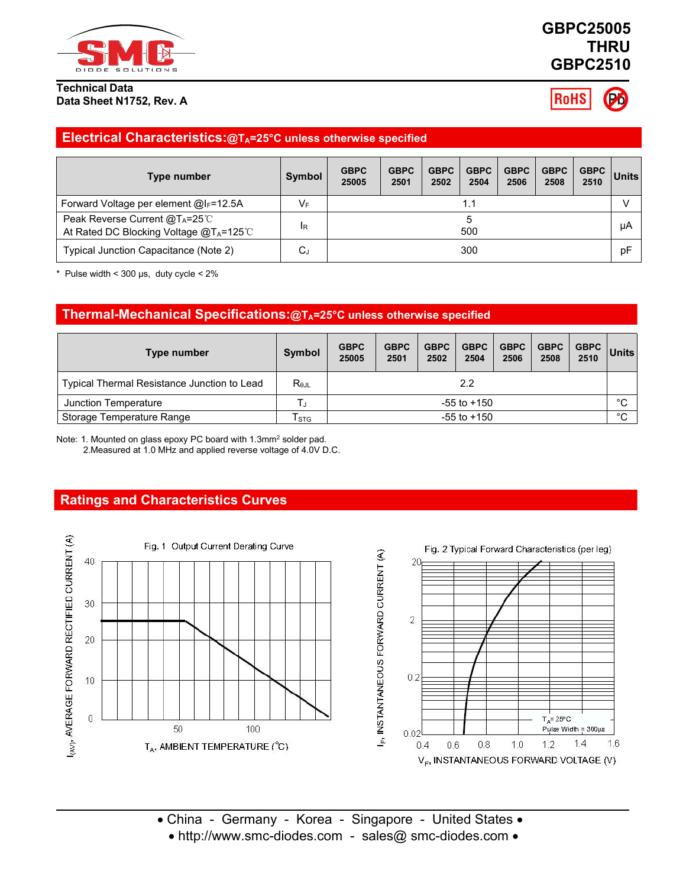GBPC25005
THRU
GBPC2510

**Technical Data**
**Data Sheet N1752, Rev. A**

## Electrical Characteristics:@$T_A$=25°C unless otherwise specified

| Type number | Symbol | GBPC 25005 | GBPC 2501 | GBPC 2502 | GBPC 2504 | GBPC 2506 | GBPC 2508 | GBPC 2510 | Units |
|---|---|---|---|---|---|---|---|---|---|
| Forward Voltage per element @$I_F$=12.5A | $V_F$ | 1.1 | | | | | | | V |
| Peak Reverse Current @$T_A$=25℃<br>At Rated DC Blocking Voltage @$T_A$=125℃ | $I_R$ | 5<br>500 | | | | | | | μA |
| Typical Junction Capacitance (Note 2) | $C_J$ | 300 | | | | | | | pF |

\* Pulse width < 300 μs, duty cycle < 2%

## Thermal-Mechanical Specifications:@$T_A$=25°C unless otherwise specified

| Type number | Symbol | GBPC 25005 | GBPC 2501 | GBPC 2502 | GBPC 2504 | GBPC 2506 | GBPC 2508 | GBPC 2510 | Units |
|---|---|---|---|---|---|---|---|---|---|
| Typical Thermal Resistance Junction to Lead | $R_{\theta JL}$ | 2.2 | | | | | | | |
| Junction Temperature | $T_J$ | -55 to +150 | | | | | | | °C |
| Storage Temperature Range | $T_{STG}$ | -55 to +150 | | | | | | | °C |

Note: 1. Mounted on glass epoxy PC board with 1.3mm² solder pad.
2.Measured at 1.0 MHz and applied reverse voltage of 4.0V D.C.

## Ratings and Characteristics Curves

Fig. 1 Output Current Derating Curve

Fig. 2 Typical Forward Characteristics (per leg)

• China - Germany - Korea - Singapore - United States •
• http://www.smc-diodes.com - sales@ smc-diodes.com •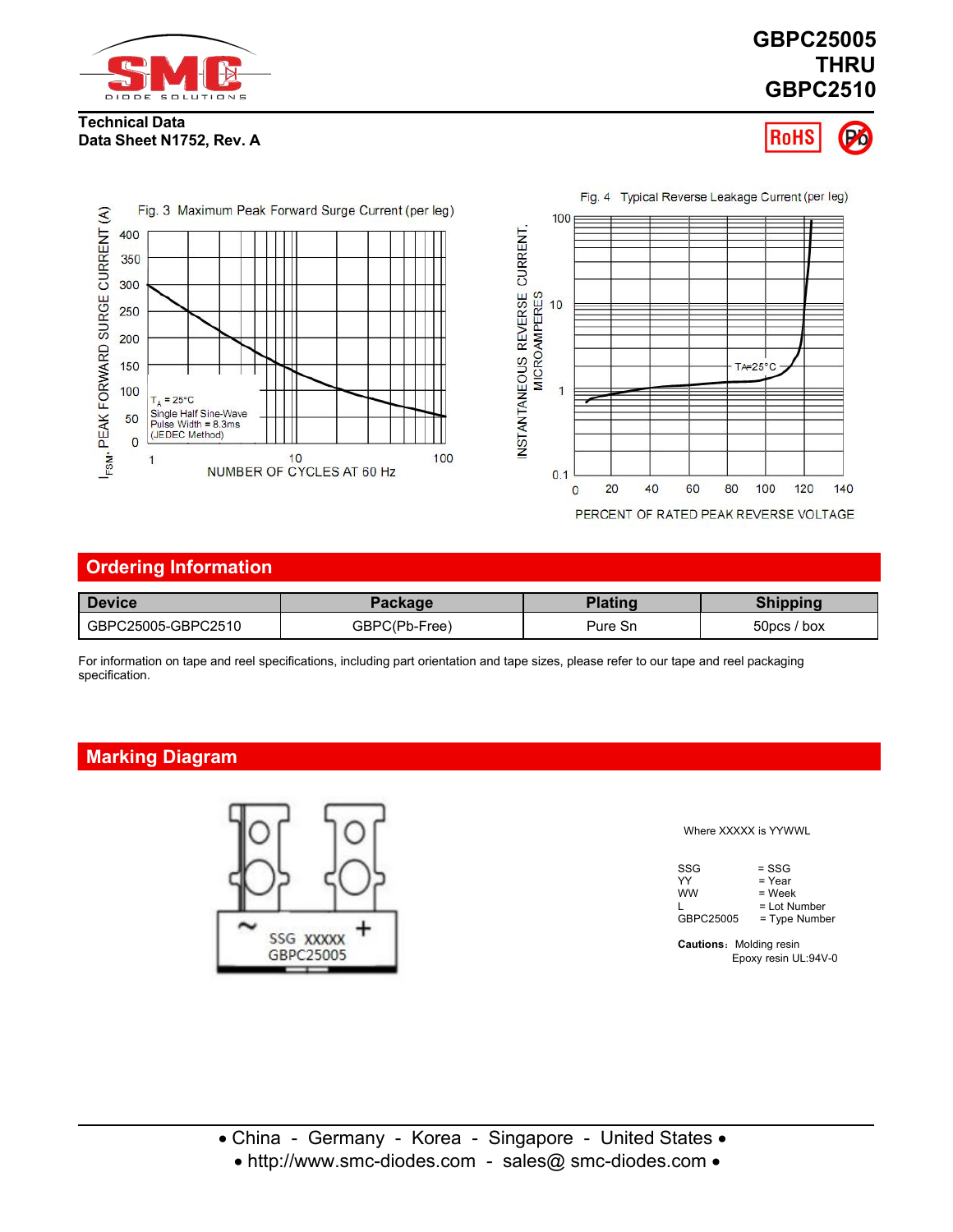**GBPC25005 THRU GBPC2510**

**Technical Data**
**Data Sheet N1752, Rev. A**

Fig. 3 Maximum Peak Forward Surge Current (per leg)

$T_A$ = 25°C
Single Half Sine-Wave
Pulse Width = 8.3ms
(JEDEC Method)

$I_{FSM}$, PEAK FORWARD SURGE CURRENT (A)

NUMBER OF CYCLES AT 60 Hz

Fig. 4 Typical Reverse Leakage Current (per leg)

TA=25°C

INSTANTANEOUS REVERSE CURRENT, MICROAMPERES

PERCENT OF RATED PEAK REVERSE VOLTAGE

## Ordering Information

| Device | Package | Plating | Shipping |
|---|---|---|---|
| GBPC25005-GBPC2510 | GBPC(Pb-Free) | Pure Sn | 50pcs / box |

For information on tape and reel specifications, including part orientation and tape sizes, please refer to our tape and reel packaging specification.

## Marking Diagram

~ SSG XXXXX +
GBPC25005

Where XXXXX is YYWWL

| | |
|---|---|
| SSG | = SSG |
| YY | = Year |
| WW | = Week |
| L | = Lot Number |
| GBPC25005 | = Type Number |

**Cautions:** Molding resin
Epoxy resin UL:94V-0

• China - Germany - Korea - Singapore - United States •
• http://www.smc-diodes.com - sales@ smc-diodes.com •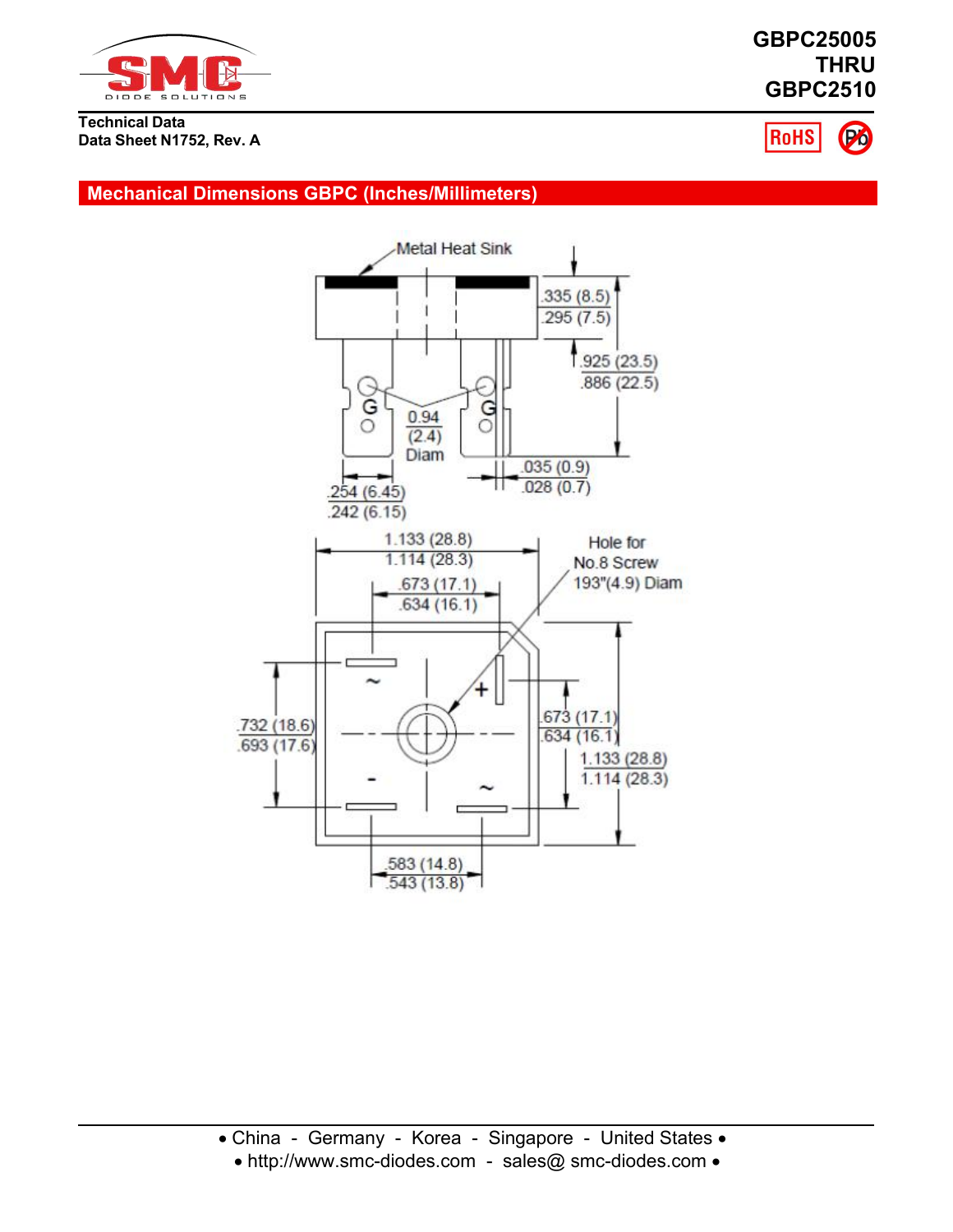**GBPC25005 THRU GBPC2510**

**Technical Data**
**Data Sheet N1752, Rev. A**

RoHS

## Mechanical Dimensions GBPC (Inches/Millimeters)

Metal Heat Sink

.335 (8.5)
.295 (7.5)

.925 (23.5)
.886 (22.5)

G

0.94
(2.4)
Diam

.035 (0.9)
.028 (0.7)

.254 (6.45)
.242 (6.15)

1.133 (28.8)
1.114 (28.3)

Hole for
No.8 Screw
193"(4.9) Diam

.673 (17.1)
.634 (16.1)

~ +

.732 (18.6)
.693 (17.6)

.673 (17.1)
.634 (16.1)

1.133 (28.8)
1.114 (28.3)

\- ~

.583 (14.8)
.543 (13.8)

• China - Germany - Korea - Singapore - United States •
• http://www.smc-diodes.com - sales@ smc-diodes.com •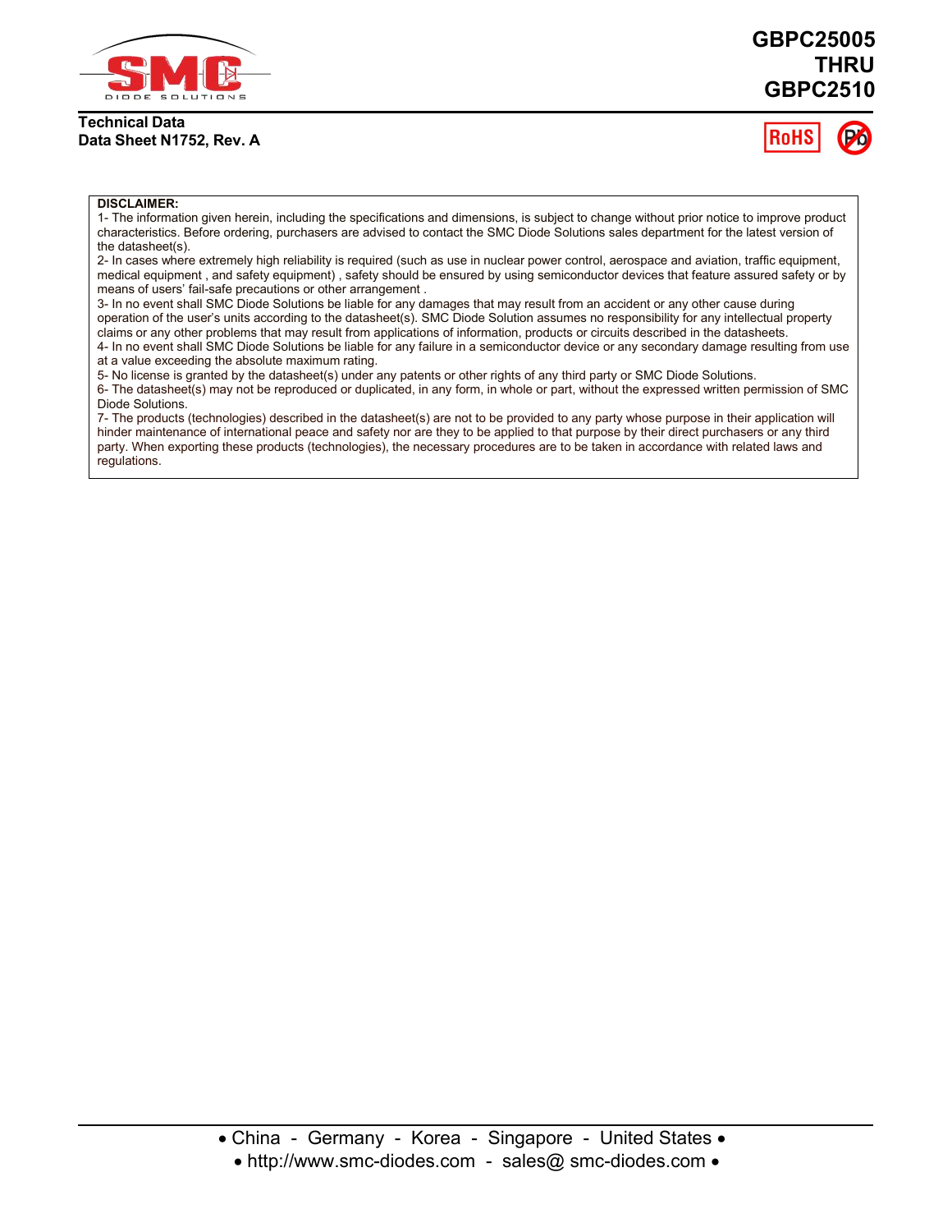**DISCLAIMER:**

1- The information given herein, including the specifications and dimensions, is subject to change without prior notice to improve product characteristics. Before ordering, purchasers are advised to contact the SMC Diode Solutions sales department for the latest version of the datasheet(s).

2- In cases where extremely high reliability is required (such as use in nuclear power control, aerospace and aviation, traffic equipment, medical equipment , and safety equipment) , safety should be ensured by using semiconductor devices that feature assured safety or by means of users' fail-safe precautions or other arrangement .

3- In no event shall SMC Diode Solutions be liable for any damages that may result from an accident or any other cause during operation of the user's units according to the datasheet(s). SMC Diode Solution assumes no responsibility for any intellectual property claims or any other problems that may result from applications of information, products or circuits described in the datasheets.

4- In no event shall SMC Diode Solutions be liable for any failure in a semiconductor device or any secondary damage resulting from use at a value exceeding the absolute maximum rating.

5- No license is granted by the datasheet(s) under any patents or other rights of any third party or SMC Diode Solutions.

6- The datasheet(s) may not be reproduced or duplicated, in any form, in whole or part, without the expressed written permission of SMC Diode Solutions.

7- The products (technologies) described in the datasheet(s) are not to be provided to any party whose purpose in their application will hinder maintenance of international peace and safety nor are they to be applied to that purpose by their direct purchasers or any third party. When exporting these products (technologies), the necessary procedures are to be taken in accordance with related laws and regulations.